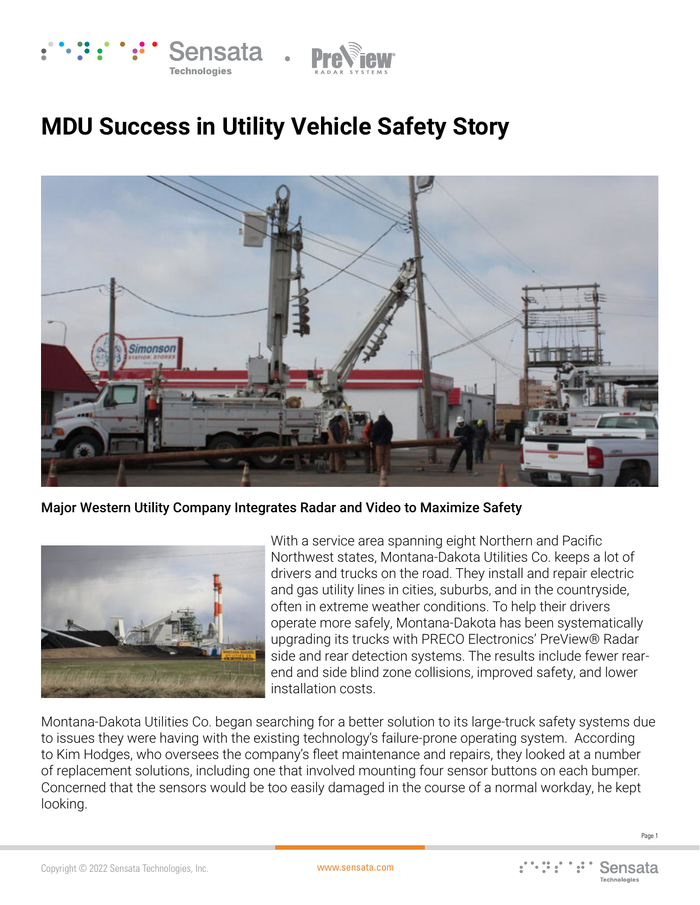# MDU Success in Utility Vehicle Safety Story

**Major Western Utility Company Integrates Radar and Video to Maximize Safety**

With a service area spanning eight Northern and Pacific Northwest states, Montana-Dakota Utilities Co. keeps a lot of drivers and trucks on the road. They install and repair electric and gas utility lines in cities, suburbs, and in the countryside, often in extreme weather conditions. To help their drivers operate more safely, Montana-Dakota has been systematically upgrading its trucks with PRECO Electronics' PreView® Radar side and rear detection systems. The results include fewer rear-end and side blind zone collisions, improved safety, and lower installation costs.

Montana-Dakota Utilities Co. began searching for a better solution to its large-truck safety systems due to issues they were having with the existing technology's failure-prone operating system. According to Kim Hodges, who oversees the company's fleet maintenance and repairs, they looked at a number of replacement solutions, including one that involved mounting four sensor buttons on each bumper. Concerned that the sensors would be too easily damaged in the course of a normal workday, he kept looking.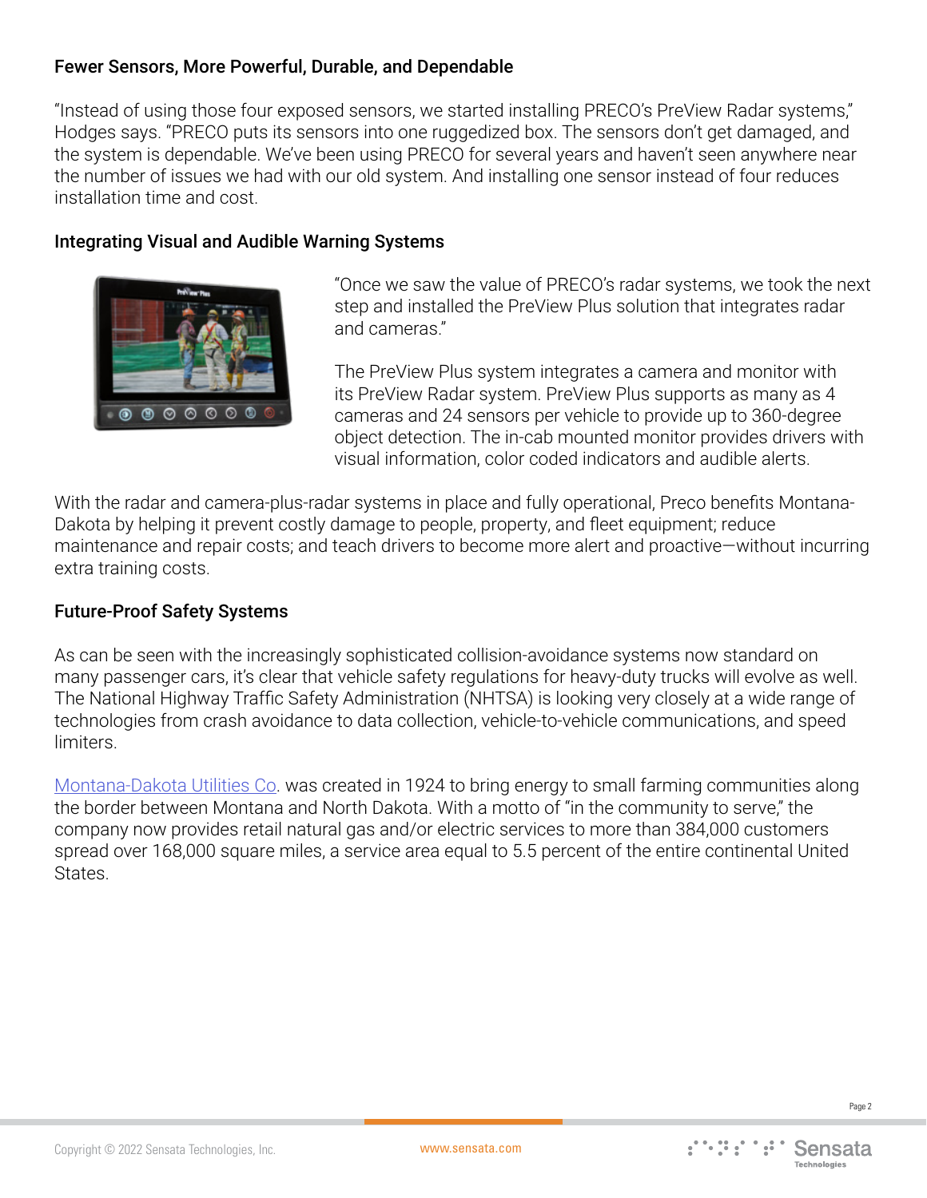### Fewer Sensors, More Powerful, Durable, and Dependable

"Instead of using those four exposed sensors, we started installing PRECO's PreView Radar systems," Hodges says. "PRECO puts its sensors into one ruggedized box. The sensors don't get damaged, and the system is dependable. We've been using PRECO for several years and haven't seen anywhere near the number of issues we had with our old system. And installing one sensor instead of four reduces installation time and cost.

### Integrating Visual and Audible Warning Systems

"Once we saw the value of PRECO's radar systems, we took the next step and installed the PreView Plus solution that integrates radar and cameras."

The PreView Plus system integrates a camera and monitor with its PreView Radar system. PreView Plus supports as many as 4 cameras and 24 sensors per vehicle to provide up to 360-degree object detection. The in-cab mounted monitor provides drivers with visual information, color coded indicators and audible alerts.

With the radar and camera-plus-radar systems in place and fully operational, Preco benefits Montana-Dakota by helping it prevent costly damage to people, property, and fleet equipment; reduce maintenance and repair costs; and teach drivers to become more alert and proactive—without incurring extra training costs.

### Future-Proof Safety Systems

As can be seen with the increasingly sophisticated collision-avoidance systems now standard on many passenger cars, it's clear that vehicle safety regulations for heavy-duty trucks will evolve as well. The National Highway Traffic Safety Administration (NHTSA) is looking very closely at a wide range of technologies from crash avoidance to data collection, vehicle-to-vehicle communications, and speed limiters.

Montana-Dakota Utilities Co. was created in 1924 to bring energy to small farming communities along the border between Montana and North Dakota. With a motto of "in the community to serve," the company now provides retail natural gas and/or electric services to more than 384,000 customers spread over 168,000 square miles, a service area equal to 5.5 percent of the entire continental United States.